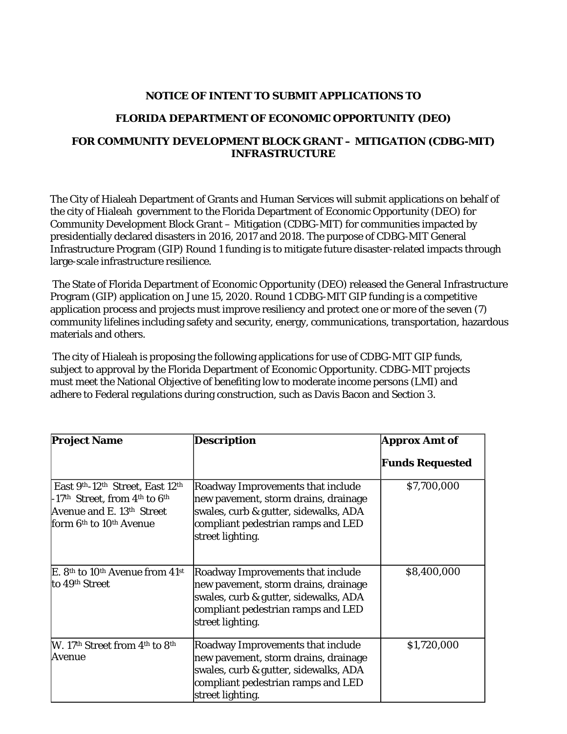**NOTICE OF INTENT TO SUBMIT APPLICATIONS TO**

**FLORIDA DEPARTMENT OF ECONOMIC OPPORTUNITY (DEO)**

**FOR COMMUNITY DEVELOPMENT BLOCK GRANT – MITIGATION (CDBG-MIT) INFRASTRUCTURE**

The City of Hialeah Department of Grants and Human Services will submit applications on behalf of the city of Hialeah government to the Florida Department of Economic Opportunity (DEO) for Community Development Block Grant – Mitigation (CDBG-MIT) for communities impacted by presidentially declared disasters in 2016, 2017 and 2018. The purpose of CDBG-MIT General Infrastructure Program (GIP) Round 1 funding is to mitigate future disaster-related impacts through large-scale infrastructure resilience.

The State of Florida Department of Economic Opportunity (DEO) released the General Infrastructure Program (GIP) application on June 15, 2020. Round 1 CDBG-MIT GIP funding is a competitive application process and projects must improve resiliency and protect one or more of the seven (7) community lifelines including safety and security, energy, communications, transportation, hazardous materials and others.

The city of Hialeah is proposing the following applications for use of CDBG-MIT GIP funds, subject to approval by the Florida Department of Economic Opportunity. CDBG-MIT projects must meet the National Objective of benefiting low to moderate income persons (LMI) and adhere to Federal regulations during construction, such as Davis Bacon and Section 3.

| **Project Name** | **Description** | **Approx Amt of Funds Requested** |
|---|---|---|
| East 9th-12th Street, East 12th -17th Street, from 4th to 6th Avenue and E. 13th Street form 6th to 10th Avenue | Roadway Improvements that include new pavement, storm drains, drainage swales, curb & gutter, sidewalks, ADA compliant pedestrian ramps and LED street lighting. | $7,700,000 |
| E. 8th to 10th Avenue from 41st to 49th Street | Roadway Improvements that include new pavement, storm drains, drainage swales, curb & gutter, sidewalks, ADA compliant pedestrian ramps and LED street lighting. | $8,400,000 |
| W. 17th Street from 4th to 8th Avenue | Roadway Improvements that include new pavement, storm drains, drainage swales, curb & gutter, sidewalks, ADA compliant pedestrian ramps and LED street lighting. | $1,720,000 |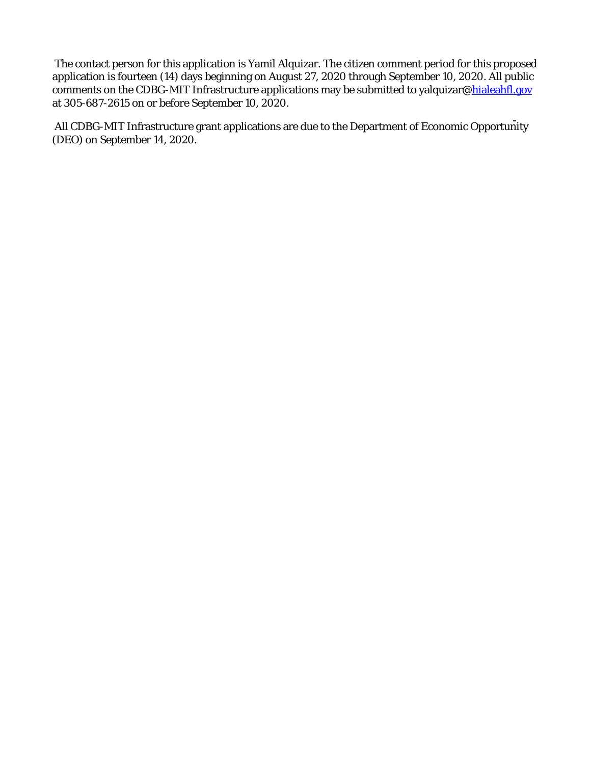The contact person for this application is Yamil Alquizar. The citizen comment period for this proposed application is fourteen (14) days beginning on August 27, 2020 through September 10, 2020. All public comments on the CDBG-MIT Infrastructure applications may be submitted to yalquizar@hialeahfl.gov at 305-687-2615 on or before September 10, 2020.

All CDBG-MIT Infrastructure grant applications are due to the Department of Economic Opportunity (DEO) on September 14, 2020.